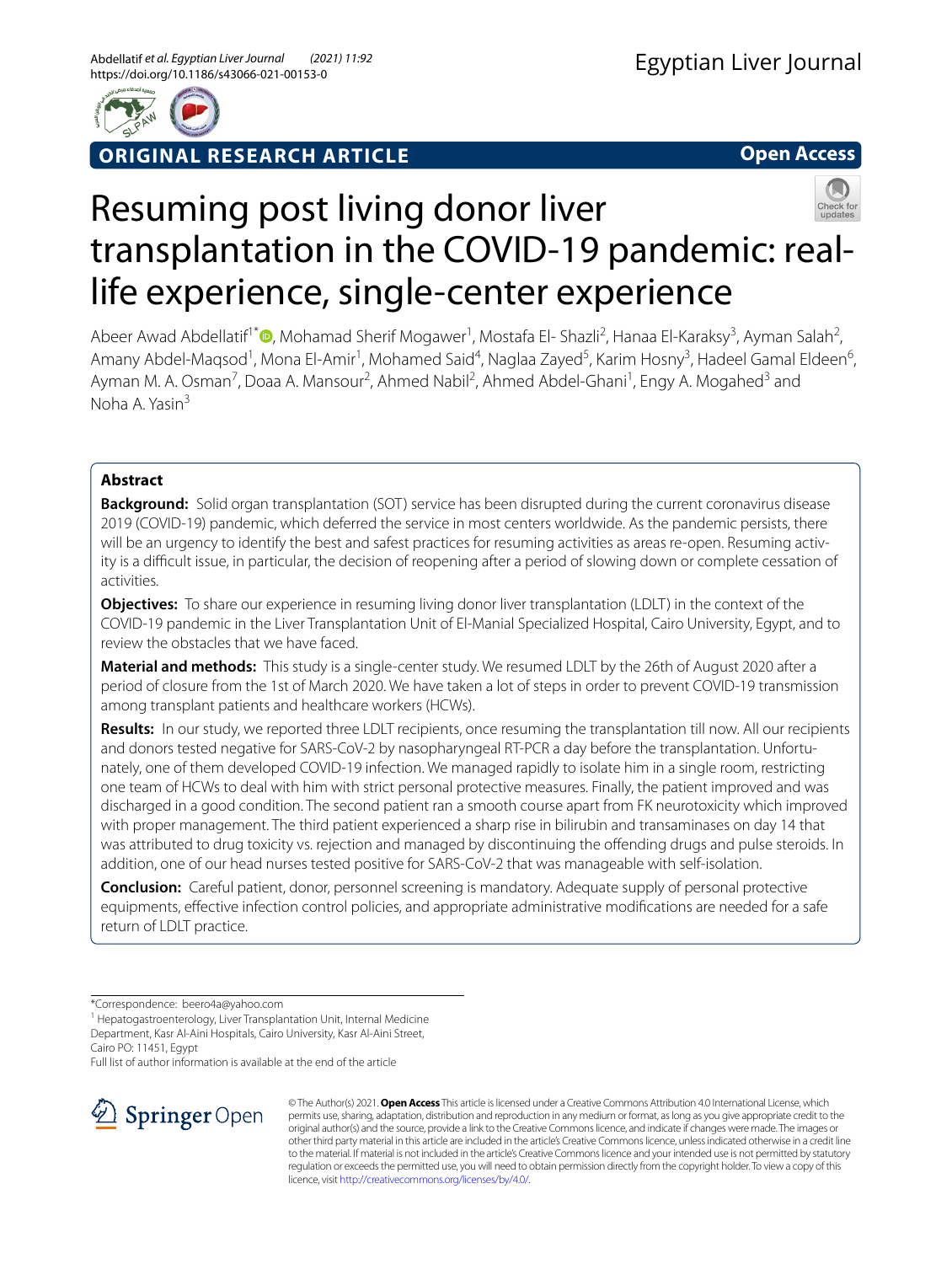ORIGINAL RESEARCH ARTICLE

Open Access

# Resuming post living donor liver transplantation in the COVID-19 pandemic: real-life experience, single-center experience

Abeer Awad Abdellatif[1*], Mohamad Sherif Mogawer[1], Mostafa El- Shazli[2], Hanaa El-Karaksy[3], Ayman Salah[2], Amany Abdel-Maqsod[1], Mona El-Amir[1], Mohamed Said[4], Naglaa Zayed[5], Karim Hosny[3], Hadeel Gamal Eldeen[6], Ayman M. A. Osman[7], Doaa A. Mansour[2], Ahmed Nabil[2], Ahmed Abdel-Ghani[1], Engy A. Mogahed[3] and Noha A. Yasin[3]

## Abstract

**Background:** Solid organ transplantation (SOT) service has been disrupted during the current coronavirus disease 2019 (COVID-19) pandemic, which deferred the service in most centers worldwide. As the pandemic persists, there will be an urgency to identify the best and safest practices for resuming activities as areas re-open. Resuming activity is a difficult issue, in particular, the decision of reopening after a period of slowing down or complete cessation of activities.

**Objectives:** To share our experience in resuming living donor liver transplantation (LDLT) in the context of the COVID-19 pandemic in the Liver Transplantation Unit of El-Manial Specialized Hospital, Cairo University, Egypt, and to review the obstacles that we have faced.

**Material and methods:** This study is a single-center study. We resumed LDLT by the 26th of August 2020 after a period of closure from the 1st of March 2020. We have taken a lot of steps in order to prevent COVID-19 transmission among transplant patients and healthcare workers (HCWs).

**Results:** In our study, we reported three LDLT recipients, once resuming the transplantation till now. All our recipients and donors tested negative for SARS-CoV-2 by nasopharyngeal RT-PCR a day before the transplantation. Unfortunately, one of them developed COVID-19 infection. We managed rapidly to isolate him in a single room, restricting one team of HCWs to deal with him with strict personal protective measures. Finally, the patient improved and was discharged in a good condition. The second patient ran a smooth course apart from FK neurotoxicity which improved with proper management. The third patient experienced a sharp rise in bilirubin and transaminases on day 14 that was attributed to drug toxicity vs. rejection and managed by discontinuing the offending drugs and pulse steroids. In addition, one of our head nurses tested positive for SARS-CoV-2 that was manageable with self-isolation.

**Conclusion:** Careful patient, donor, personnel screening is mandatory. Adequate supply of personal protective equipments, effective infection control policies, and appropriate administrative modifications are needed for a safe return of LDLT practice.

*Correspondence: beero4a@yahoo.com
[1] Hepatogastroenterology, Liver Transplantation Unit, Internal Medicine Department, Kasr Al-Aini Hospitals, Cairo University, Kasr Al-Aini Street, Cairo PO: 11451, Egypt
Full list of author information is available at the end of the article

© The Author(s) 2021. **Open Access** This article is licensed under a Creative Commons Attribution 4.0 International License, which permits use, sharing, adaptation, distribution and reproduction in any medium or format, as long as you give appropriate credit to the original author(s) and the source, provide a link to the Creative Commons licence, and indicate if changes were made. The images or other third party material in this article are included in the article's Creative Commons licence, unless indicated otherwise in a credit line to the material. If material is not included in the article's Creative Commons licence and your intended use is not permitted by statutory regulation or exceeds the permitted use, you will need to obtain permission directly from the copyright holder. To view a copy of this licence, visit http://creativecommons.org/licenses/by/4.0/.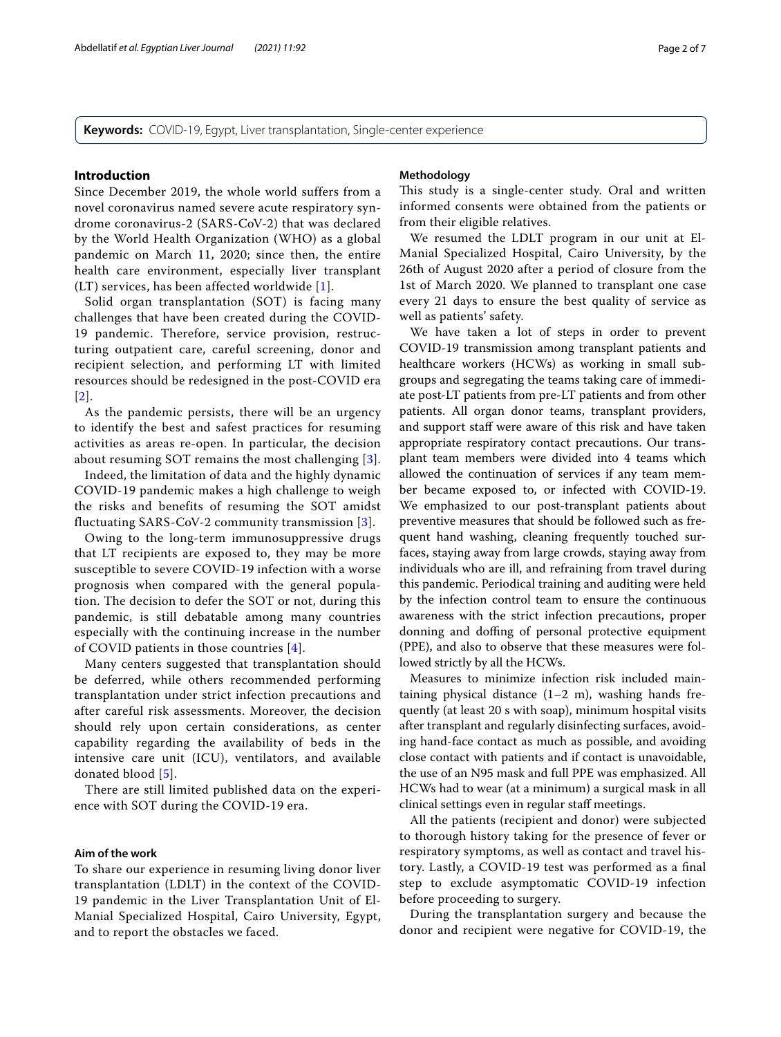**Keywords:** COVID-19, Egypt, Liver transplantation, Single-center experience

## Introduction

Since December 2019, the whole world suffers from a novel coronavirus named severe acute respiratory syndrome coronavirus-2 (SARS-CoV-2) that was declared by the World Health Organization (WHO) as a global pandemic on March 11, 2020; since then, the entire health care environment, especially liver transplant (LT) services, has been affected worldwide [1].

Solid organ transplantation (SOT) is facing many challenges that have been created during the COVID-19 pandemic. Therefore, service provision, restructuring outpatient care, careful screening, donor and recipient selection, and performing LT with limited resources should be redesigned in the post-COVID era [2].

As the pandemic persists, there will be an urgency to identify the best and safest practices for resuming activities as areas re-open. In particular, the decision about resuming SOT remains the most challenging [3].

Indeed, the limitation of data and the highly dynamic COVID-19 pandemic makes a high challenge to weigh the risks and benefits of resuming the SOT amidst fluctuating SARS-CoV-2 community transmission [3].

Owing to the long-term immunosuppressive drugs that LT recipients are exposed to, they may be more susceptible to severe COVID-19 infection with a worse prognosis when compared with the general population. The decision to defer the SOT or not, during this pandemic, is still debatable among many countries especially with the continuing increase in the number of COVID patients in those countries [4].

Many centers suggested that transplantation should be deferred, while others recommended performing transplantation under strict infection precautions and after careful risk assessments. Moreover, the decision should rely upon certain considerations, as center capability regarding the availability of beds in the intensive care unit (ICU), ventilators, and available donated blood [5].

There are still limited published data on the experience with SOT during the COVID-19 era.

### Aim of the work

To share our experience in resuming living donor liver transplantation (LDLT) in the context of the COVID-19 pandemic in the Liver Transplantation Unit of El-Manial Specialized Hospital, Cairo University, Egypt, and to report the obstacles we faced.

### Methodology

This study is a single-center study. Oral and written informed consents were obtained from the patients or from their eligible relatives.

We resumed the LDLT program in our unit at El-Manial Specialized Hospital, Cairo University, by the 26th of August 2020 after a period of closure from the 1st of March 2020. We planned to transplant one case every 21 days to ensure the best quality of service as well as patients' safety.

We have taken a lot of steps in order to prevent COVID-19 transmission among transplant patients and healthcare workers (HCWs) as working in small subgroups and segregating the teams taking care of immediate post-LT patients from pre-LT patients and from other patients. All organ donor teams, transplant providers, and support staff were aware of this risk and have taken appropriate respiratory contact precautions. Our transplant team members were divided into 4 teams which allowed the continuation of services if any team member became exposed to, or infected with COVID-19. We emphasized to our post-transplant patients about preventive measures that should be followed such as frequent hand washing, cleaning frequently touched surfaces, staying away from large crowds, staying away from individuals who are ill, and refraining from travel during this pandemic. Periodical training and auditing were held by the infection control team to ensure the continuous awareness with the strict infection precautions, proper donning and doffing of personal protective equipment (PPE), and also to observe that these measures were followed strictly by all the HCWs.

Measures to minimize infection risk included maintaining physical distance (1–2 m), washing hands frequently (at least 20 s with soap), minimum hospital visits after transplant and regularly disinfecting surfaces, avoiding hand-face contact as much as possible, and avoiding close contact with patients and if contact is unavoidable, the use of an N95 mask and full PPE was emphasized. All HCWs had to wear (at a minimum) a surgical mask in all clinical settings even in regular staff meetings.

All the patients (recipient and donor) were subjected to thorough history taking for the presence of fever or respiratory symptoms, as well as contact and travel history. Lastly, a COVID-19 test was performed as a final step to exclude asymptomatic COVID-19 infection before proceeding to surgery.

During the transplantation surgery and because the donor and recipient were negative for COVID-19, the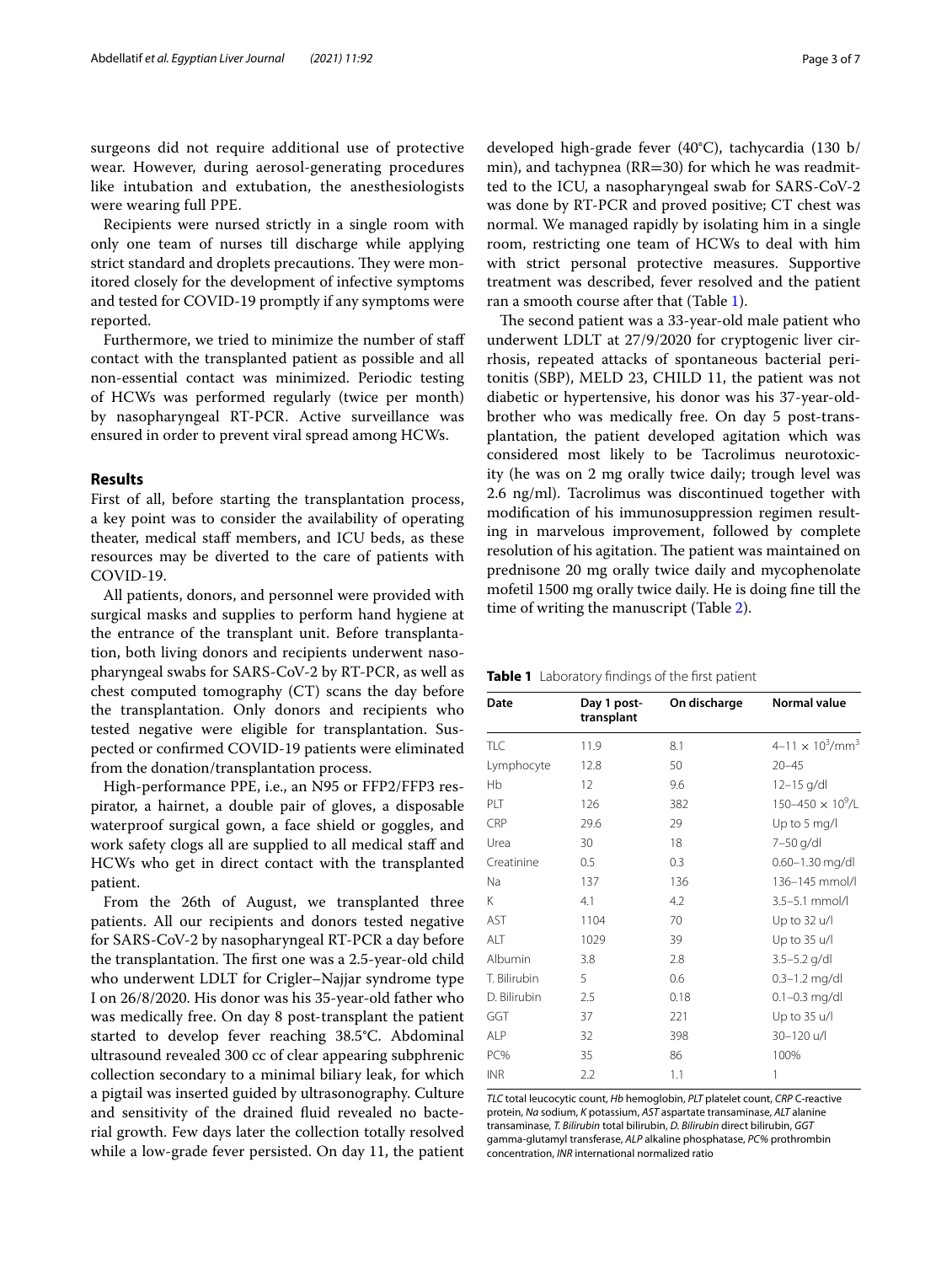surgeons did not require additional use of protective wear. However, during aerosol-generating procedures like intubation and extubation, the anesthesiologists were wearing full PPE.

Recipients were nursed strictly in a single room with only one team of nurses till discharge while applying strict standard and droplets precautions. They were monitored closely for the development of infective symptoms and tested for COVID-19 promptly if any symptoms were reported.

Furthermore, we tried to minimize the number of staff contact with the transplanted patient as possible and all non-essential contact was minimized. Periodic testing of HCWs was performed regularly (twice per month) by nasopharyngeal RT-PCR. Active surveillance was ensured in order to prevent viral spread among HCWs.

## Results

First of all, before starting the transplantation process, a key point was to consider the availability of operating theater, medical staff members, and ICU beds, as these resources may be diverted to the care of patients with COVID-19.

All patients, donors, and personnel were provided with surgical masks and supplies to perform hand hygiene at the entrance of the transplant unit. Before transplantation, both living donors and recipients underwent nasopharyngeal swabs for SARS-CoV-2 by RT-PCR, as well as chest computed tomography (CT) scans the day before the transplantation. Only donors and recipients who tested negative were eligible for transplantation. Suspected or confirmed COVID-19 patients were eliminated from the donation/transplantation process.

High-performance PPE, i.e., an N95 or FFP2/FFP3 respirator, a hairnet, a double pair of gloves, a disposable waterproof surgical gown, a face shield or goggles, and work safety clogs all are supplied to all medical staff and HCWs who get in direct contact with the transplanted patient.

From the 26th of August, we transplanted three patients. All our recipients and donors tested negative for SARS-CoV-2 by nasopharyngeal RT-PCR a day before the transplantation. The first one was a 2.5-year-old child who underwent LDLT for Crigler–Najjar syndrome type I on 26/8/2020. His donor was his 35-year-old father who was medically free. On day 8 post-transplant the patient started to develop fever reaching 38.5°C. Abdominal ultrasound revealed 300 cc of clear appearing subphrenic collection secondary to a minimal biliary leak, for which a pigtail was inserted guided by ultrasonography. Culture and sensitivity of the drained fluid revealed no bacterial growth. Few days later the collection totally resolved while a low-grade fever persisted. On day 11, the patient developed high-grade fever (40°C), tachycardia (130 b/min), and tachypnea (RR=30) for which he was readmitted to the ICU, a nasopharyngeal swab for SARS-CoV-2 was done by RT-PCR and proved positive; CT chest was normal. We managed rapidly by isolating him in a single room, restricting one team of HCWs to deal with him with strict personal protective measures. Supportive treatment was described, fever resolved and the patient ran a smooth course after that (Table 1).

The second patient was a 33-year-old male patient who underwent LDLT at 27/9/2020 for cryptogenic liver cirrhosis, repeated attacks of spontaneous bacterial peritonitis (SBP), MELD 23, CHILD 11, the patient was not diabetic or hypertensive, his donor was his 37-year-old-brother who was medically free. On day 5 post-transplantation, the patient developed agitation which was considered most likely to be Tacrolimus neurotoxicity (he was on 2 mg orally twice daily; trough level was 2.6 ng/ml). Tacrolimus was discontinued together with modification of his immunosuppression regimen resulting in marvelous improvement, followed by complete resolution of his agitation. The patient was maintained on prednisone 20 mg orally twice daily and mycophenolate mofetil 1500 mg orally twice daily. He is doing fine till the time of writing the manuscript (Table 2).

**Table 1** Laboratory findings of the first patient

| Date | Day 1 post-transplant | On discharge | Normal value |
|---|---|---|---|
| TLC | 11.9 | 8.1 | 4–11 × $10^3$/$mm^3$ |
| Lymphocyte | 12.8 | 50 | 20–45 |
| Hb | 12 | 9.6 | 12–15 g/dl |
| PLT | 126 | 382 | 150–450 × $10^9$/L |
| CRP | 29.6 | 29 | Up to 5 mg/l |
| Urea | 30 | 18 | 7–50 g/dl |
| Creatinine | 0.5 | 0.3 | 0.60–1.30 mg/dl |
| Na | 137 | 136 | 136–145 mmol/l |
| K | 4.1 | 4.2 | 3.5–5.1 mmol/l |
| AST | 1104 | 70 | Up to 32 u/l |
| ALT | 1029 | 39 | Up to 35 u/l |
| Albumin | 3.8 | 2.8 | 3.5–5.2 g/dl |
| T. Bilirubin | 5 | 0.6 | 0.3–1.2 mg/dl |
| D. Bilirubin | 2.5 | 0.18 | 0.1–0.3 mg/dl |
| GGT | 37 | 221 | Up to 35 u/l |
| ALP | 32 | 398 | 30–120 u/l |
| PC% | 35 | 86 | 100% |
| INR | 2.2 | 1.1 | 1 |

*TLC* total leucocytic count, *Hb* hemoglobin, *PLT* platelet count, *CRP* C-reactive protein, *Na* sodium, *K* potassium, *AST* aspartate transaminase, *ALT* alanine transaminase, *T. Bilirubin* total bilirubin, *D. Bilirubin* direct bilirubin, *GGT* gamma-glutamyl transferase, *ALP* alkaline phosphatase, *PC%* prothrombin concentration, *INR* international normalized ratio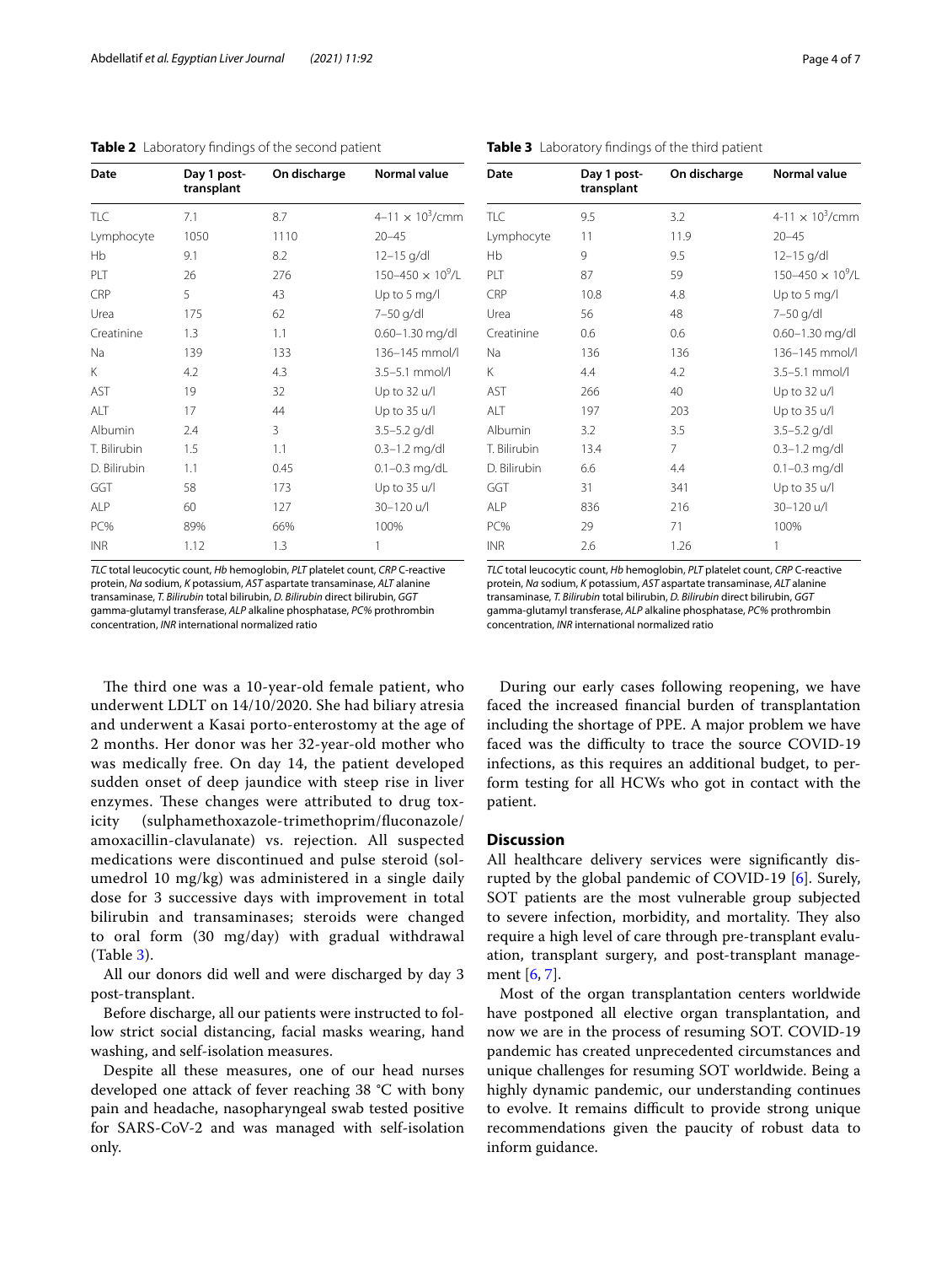**Table 2** Laboratory findings of the second patient

| Date | Day 1 post-transplant | On discharge | Normal value |
|---|---|---|---|
| TLC | 7.1 | 8.7 | 4–11 × $10^3$/cmm |
| Lymphocyte | 1050 | 1110 | 20–45 |
| Hb | 9.1 | 8.2 | 12–15 g/dl |
| PLT | 26 | 276 | 150–450 × $10^9$/L |
| CRP | 5 | 43 | Up to 5 mg/l |
| Urea | 175 | 62 | 7–50 g/dl |
| Creatinine | 1.3 | 1.1 | 0.60–1.30 mg/dl |
| Na | 139 | 133 | 136–145 mmol/l |
| K | 4.2 | 4.3 | 3.5–5.1 mmol/l |
| AST | 19 | 32 | Up to 32 u/l |
| ALT | 17 | 44 | Up to 35 u/l |
| Albumin | 2.4 | 3 | 3.5–5.2 g/dl |
| T. Bilirubin | 1.5 | 1.1 | 0.3–1.2 mg/dl |
| D. Bilirubin | 1.1 | 0.45 | 0.1–0.3 mg/dL |
| GGT | 58 | 173 | Up to 35 u/l |
| ALP | 60 | 127 | 30–120 u/l |
| PC% | 89% | 66% | 100% |
| INR | 1.12 | 1.3 | 1 |

*TLC* total leucocytic count, *Hb* hemoglobin, *PLT* platelet count, *CRP* C-reactive protein, *Na* sodium, *K* potassium, *AST* aspartate transaminase, *ALT* alanine transaminase, *T. Bilirubin* total bilirubin, *D. Bilirubin* direct bilirubin, *GGT* gamma-glutamyl transferase, *ALP* alkaline phosphatase, *PC%* prothrombin concentration, *INR* international normalized ratio

**Table 3** Laboratory findings of the third patient

| Date | Day 1 post-transplant | On discharge | Normal value |
|---|---|---|---|
| TLC | 9.5 | 3.2 | 4-11 × $10^3$/cmm |
| Lymphocyte | 11 | 11.9 | 20–45 |
| Hb | 9 | 9.5 | 12–15 g/dl |
| PLT | 87 | 59 | 150–450 × $10^9$/L |
| CRP | 10.8 | 4.8 | Up to 5 mg/l |
| Urea | 56 | 48 | 7–50 g/dl |
| Creatinine | 0.6 | 0.6 | 0.60–1.30 mg/dl |
| Na | 136 | 136 | 136–145 mmol/l |
| K | 4.4 | 4.2 | 3.5–5.1 mmol/l |
| AST | 266 | 40 | Up to 32 u/l |
| ALT | 197 | 203 | Up to 35 u/l |
| Albumin | 3.2 | 3.5 | 3.5–5.2 g/dl |
| T. Bilirubin | 13.4 | 7 | 0.3–1.2 mg/dl |
| D. Bilirubin | 6.6 | 4.4 | 0.1–0.3 mg/dl |
| GGT | 31 | 341 | Up to 35 u/l |
| ALP | 836 | 216 | 30–120 u/l |
| PC% | 29 | 71 | 100% |
| INR | 2.6 | 1.26 | 1 |

*TLC* total leucocytic count, *Hb* hemoglobin, *PLT* platelet count, *CRP* C-reactive protein, *Na* sodium, *K* potassium, *AST* aspartate transaminase, *ALT* alanine transaminase, *T. Bilirubin* total bilirubin, *D. Bilirubin* direct bilirubin, *GGT* gamma-glutamyl transferase, *ALP* alkaline phosphatase, *PC%* prothrombin concentration, *INR* international normalized ratio

The third one was a 10-year-old female patient, who underwent LDLT on 14/10/2020. She had biliary atresia and underwent a Kasai porto-enterostomy at the age of 2 months. Her donor was her 32-year-old mother who was medically free. On day 14, the patient developed sudden onset of deep jaundice with steep rise in liver enzymes. These changes were attributed to drug toxicity (sulphamethoxazole-trimethoprim/fluconazole/amoxacillin-clavulanate) vs. rejection. All suspected medications were discontinued and pulse steroid (solumedrol 10 mg/kg) was administered in a single daily dose for 3 successive days with improvement in total bilirubin and transaminases; steroids were changed to oral form (30 mg/day) with gradual withdrawal (Table 3).

All our donors did well and were discharged by day 3 post-transplant.

Before discharge, all our patients were instructed to follow strict social distancing, facial masks wearing, hand washing, and self-isolation measures.

Despite all these measures, one of our head nurses developed one attack of fever reaching 38 °C with bony pain and headache, nasopharyngeal swab tested positive for SARS-CoV-2 and was managed with self-isolation only.

During our early cases following reopening, we have faced the increased financial burden of transplantation including the shortage of PPE. A major problem we have faced was the difficulty to trace the source COVID-19 infections, as this requires an additional budget, to perform testing for all HCWs who got in contact with the patient.

## Discussion

All healthcare delivery services were significantly disrupted by the global pandemic of COVID-19 [6]. Surely, SOT patients are the most vulnerable group subjected to severe infection, morbidity, and mortality. They also require a high level of care through pre-transplant evaluation, transplant surgery, and post-transplant management [6, 7].

Most of the organ transplantation centers worldwide have postponed all elective organ transplantation, and now we are in the process of resuming SOT. COVID-19 pandemic has created unprecedented circumstances and unique challenges for resuming SOT worldwide. Being a highly dynamic pandemic, our understanding continues to evolve. It remains difficult to provide strong unique recommendations given the paucity of robust data to inform guidance.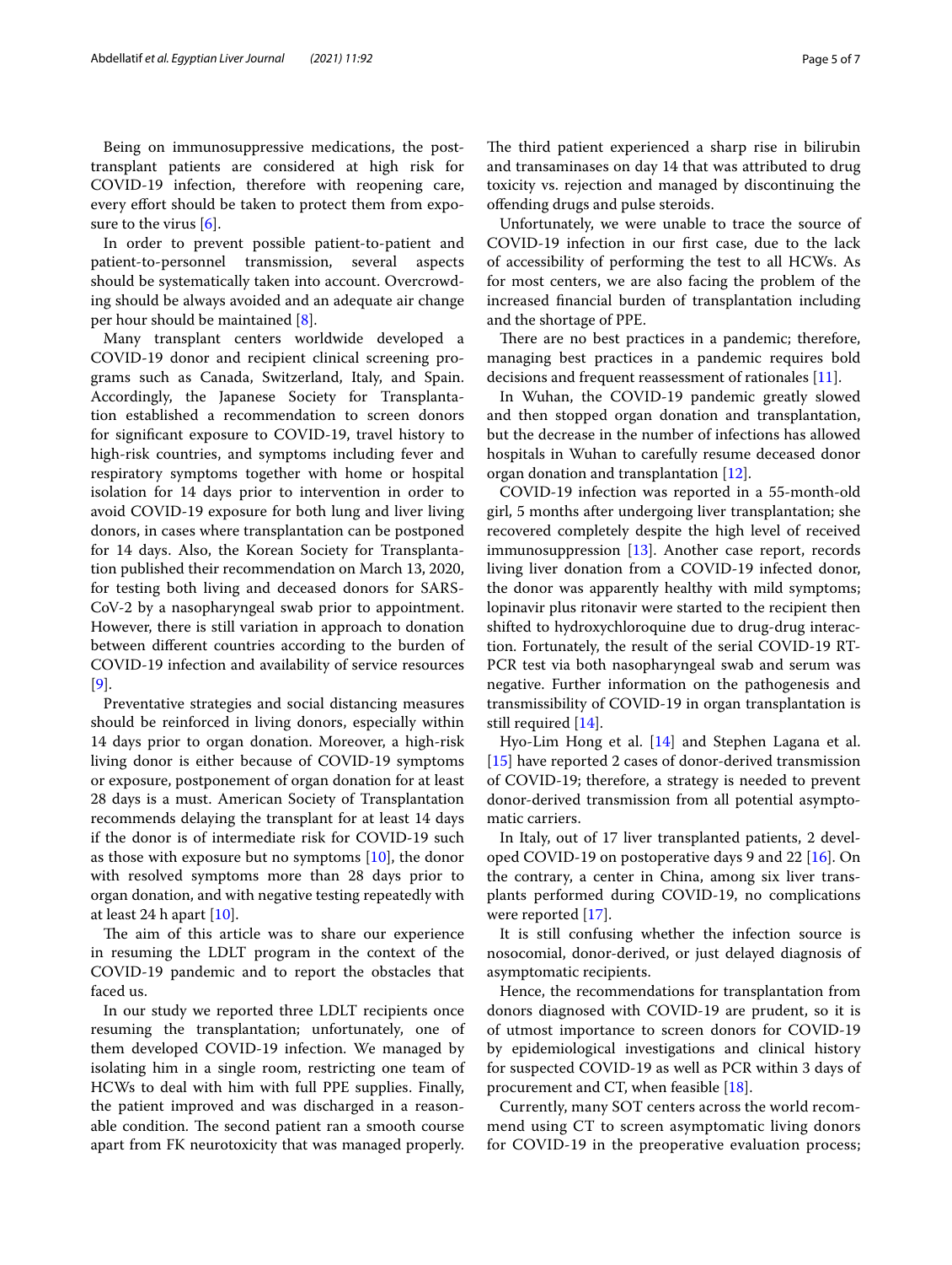Being on immunosuppressive medications, the post-transplant patients are considered at high risk for COVID-19 infection, therefore with reopening care, every effort should be taken to protect them from exposure to the virus [6].

In order to prevent possible patient-to-patient and patient-to-personnel transmission, several aspects should be systematically taken into account. Overcrowding should be always avoided and an adequate air change per hour should be maintained [8].

Many transplant centers worldwide developed a COVID-19 donor and recipient clinical screening programs such as Canada, Switzerland, Italy, and Spain. Accordingly, the Japanese Society for Transplantation established a recommendation to screen donors for significant exposure to COVID-19, travel history to high-risk countries, and symptoms including fever and respiratory symptoms together with home or hospital isolation for 14 days prior to intervention in order to avoid COVID-19 exposure for both lung and liver living donors, in cases where transplantation can be postponed for 14 days. Also, the Korean Society for Transplantation published their recommendation on March 13, 2020, for testing both living and deceased donors for SARS-CoV-2 by a nasopharyngeal swab prior to appointment. However, there is still variation in approach to donation between different countries according to the burden of COVID-19 infection and availability of service resources [9].

Preventative strategies and social distancing measures should be reinforced in living donors, especially within 14 days prior to organ donation. Moreover, a high-risk living donor is either because of COVID-19 symptoms or exposure, postponement of organ donation for at least 28 days is a must. American Society of Transplantation recommends delaying the transplant for at least 14 days if the donor is of intermediate risk for COVID-19 such as those with exposure but no symptoms [10], the donor with resolved symptoms more than 28 days prior to organ donation, and with negative testing repeatedly with at least 24 h apart [10].

The aim of this article was to share our experience in resuming the LDLT program in the context of the COVID-19 pandemic and to report the obstacles that faced us.

In our study we reported three LDLT recipients once resuming the transplantation; unfortunately, one of them developed COVID-19 infection. We managed by isolating him in a single room, restricting one team of HCWs to deal with him with full PPE supplies. Finally, the patient improved and was discharged in a reasonable condition. The second patient ran a smooth course apart from FK neurotoxicity that was managed properly. The third patient experienced a sharp rise in bilirubin and transaminases on day 14 that was attributed to drug toxicity vs. rejection and managed by discontinuing the offending drugs and pulse steroids.

Unfortunately, we were unable to trace the source of COVID-19 infection in our first case, due to the lack of accessibility of performing the test to all HCWs. As for most centers, we are also facing the problem of the increased financial burden of transplantation including and the shortage of PPE.

There are no best practices in a pandemic; therefore, managing best practices in a pandemic requires bold decisions and frequent reassessment of rationales [11].

In Wuhan, the COVID-19 pandemic greatly slowed and then stopped organ donation and transplantation, but the decrease in the number of infections has allowed hospitals in Wuhan to carefully resume deceased donor organ donation and transplantation [12].

COVID-19 infection was reported in a 55-month-old girl, 5 months after undergoing liver transplantation; she recovered completely despite the high level of received immunosuppression [13]. Another case report, records living liver donation from a COVID-19 infected donor, the donor was apparently healthy with mild symptoms; lopinavir plus ritonavir were started to the recipient then shifted to hydroxychloroquine due to drug-drug interaction. Fortunately, the result of the serial COVID-19 RT-PCR test via both nasopharyngeal swab and serum was negative. Further information on the pathogenesis and transmissibility of COVID-19 in organ transplantation is still required [14].

Hyo-Lim Hong et al. [14] and Stephen Lagana et al. [15] have reported 2 cases of donor-derived transmission of COVID-19; therefore, a strategy is needed to prevent donor-derived transmission from all potential asymptomatic carriers.

In Italy, out of 17 liver transplanted patients, 2 developed COVID-19 on postoperative days 9 and 22 [16]. On the contrary, a center in China, among six liver transplants performed during COVID-19, no complications were reported [17].

It is still confusing whether the infection source is nosocomial, donor-derived, or just delayed diagnosis of asymptomatic recipients.

Hence, the recommendations for transplantation from donors diagnosed with COVID-19 are prudent, so it is of utmost importance to screen donors for COVID-19 by epidemiological investigations and clinical history for suspected COVID-19 as well as PCR within 3 days of procurement and CT, when feasible [18].

Currently, many SOT centers across the world recommend using CT to screen asymptomatic living donors for COVID-19 in the preoperative evaluation process;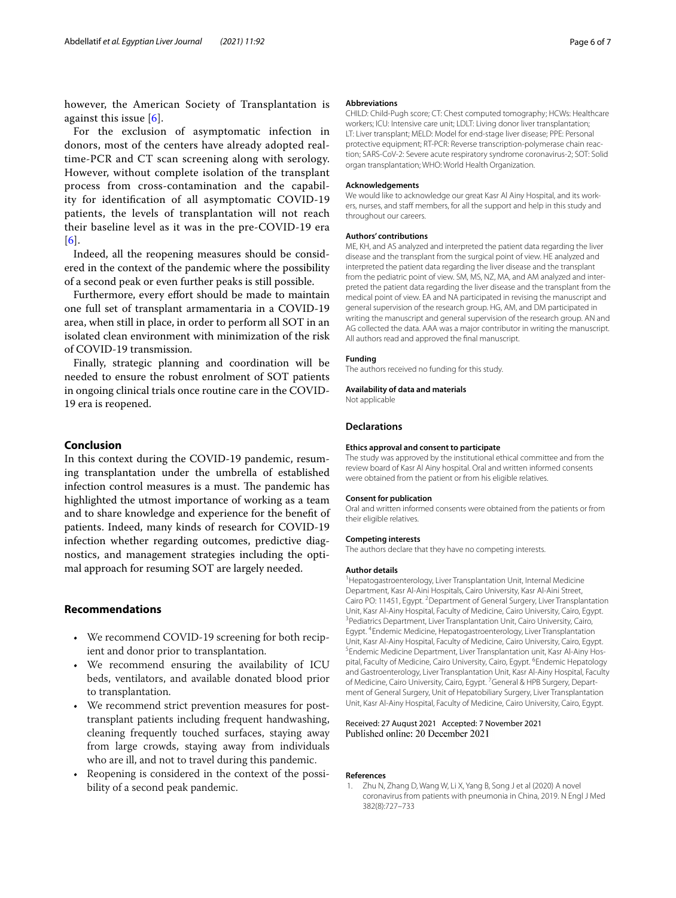however, the American Society of Transplantation is against this issue [6].

For the exclusion of asymptomatic infection in donors, most of the centers have already adopted real-time-PCR and CT scan screening along with serology. However, without complete isolation of the transplant process from cross-contamination and the capability for identification of all asymptomatic COVID-19 patients, the levels of transplantation will not reach their baseline level as it was in the pre-COVID-19 era [6].

Indeed, all the reopening measures should be considered in the context of the pandemic where the possibility of a second peak or even further peaks is still possible.

Furthermore, every effort should be made to maintain one full set of transplant armamentaria in a COVID-19 area, when still in place, in order to perform all SOT in an isolated clean environment with minimization of the risk of COVID-19 transmission.

Finally, strategic planning and coordination will be needed to ensure the robust enrolment of SOT patients in ongoing clinical trials once routine care in the COVID-19 era is reopened.

## Conclusion

In this context during the COVID-19 pandemic, resuming transplantation under the umbrella of established infection control measures is a must. The pandemic has highlighted the utmost importance of working as a team and to share knowledge and experience for the benefit of patients. Indeed, many kinds of research for COVID-19 infection whether regarding outcomes, predictive diagnostics, and management strategies including the optimal approach for resuming SOT are largely needed.

## Recommendations

- We recommend COVID-19 screening for both recipient and donor prior to transplantation.
- We recommend ensuring the availability of ICU beds, ventilators, and available donated blood prior to transplantation.
- We recommend strict prevention measures for post-transplant patients including frequent handwashing, cleaning frequently touched surfaces, staying away from large crowds, staying away from individuals who are ill, and not to travel during this pandemic.
- Reopening is considered in the context of the possibility of a second peak pandemic.

#### Abbreviations

CHILD: Child-Pugh score; CT: Chest computed tomography; HCWs: Healthcare workers; ICU: Intensive care unit; LDLT: Living donor liver transplantation; LT: Liver transplant; MELD: Model for end-stage liver disease; PPE: Personal protective equipment; RT-PCR: Reverse transcription-polymerase chain reaction; SARS-CoV-2: Severe acute respiratory syndrome coronavirus-2; SOT: Solid organ transplantation; WHO: World Health Organization.

#### Acknowledgements

We would like to acknowledge our great Kasr Al Ainy Hospital, and its workers, nurses, and staff members, for all the support and help in this study and throughout our careers.

#### Authors' contributions

ME, KH, and AS analyzed and interpreted the patient data regarding the liver disease and the transplant from the surgical point of view. HE analyzed and interpreted the patient data regarding the liver disease and the transplant from the pediatric point of view. SM, MS, NZ, MA, and AM analyzed and interpreted the patient data regarding the liver disease and the transplant from the medical point of view. EA and NA participated in revising the manuscript and general supervision of the research group. HG, AM, and DM participated in writing the manuscript and general supervision of the research group. AN and AG collected the data. AAA was a major contributor in writing the manuscript. All authors read and approved the final manuscript.

#### Funding

The authors received no funding for this study.

#### Availability of data and materials

Not applicable

### Declarations

#### Ethics approval and consent to participate

The study was approved by the institutional ethical committee and from the review board of Kasr Al Ainy hospital. Oral and written informed consents were obtained from the patient or from his eligible relatives.

#### Consent for publication

Oral and written informed consents were obtained from the patients or from their eligible relatives.

#### Competing interests

The authors declare that they have no competing interests.

#### Author details

[1]Hepatogastroenterology, Liver Transplantation Unit, Internal Medicine Department, Kasr Al-Aini Hospitals, Cairo University, Kasr Al-Aini Street, Cairo PO: 11451, Egypt. [2]Department of General Surgery, Liver Transplantation Unit, Kasr Al-Ainy Hospital, Faculty of Medicine, Cairo University, Cairo, Egypt. [3]Pediatrics Department, Liver Transplantation Unit, Cairo University, Cairo, Egypt. [4]Endemic Medicine, Hepatogastroenterology, Liver Transplantation Unit, Kasr Al-Ainy Hospital, Faculty of Medicine, Cairo University, Cairo, Egypt. [5]Endemic Medicine Department, Liver Transplantation unit, Kasr Al-Ainy Hospital, Faculty of Medicine, Cairo University, Cairo, Egypt. [6]Endemic Hepatology and Gastroenterology, Liver Transplantation Unit, Kasr Al-Ainy Hospital, Faculty of Medicine, Cairo University, Cairo, Egypt. [7]General & HPB Surgery, Department of General Surgery, Unit of Hepatobiliary Surgery, Liver Transplantation Unit, Kasr Al-Ainy Hospital, Faculty of Medicine, Cairo University, Cairo, Egypt.

Received: 27 August 2021 Accepted: 7 November 2021
Published online: 20 December 2021

#### References

1. Zhu N, Zhang D, Wang W, Li X, Yang B, Song J et al (2020) A novel coronavirus from patients with pneumonia in China, 2019. N Engl J Med 382(8):727–733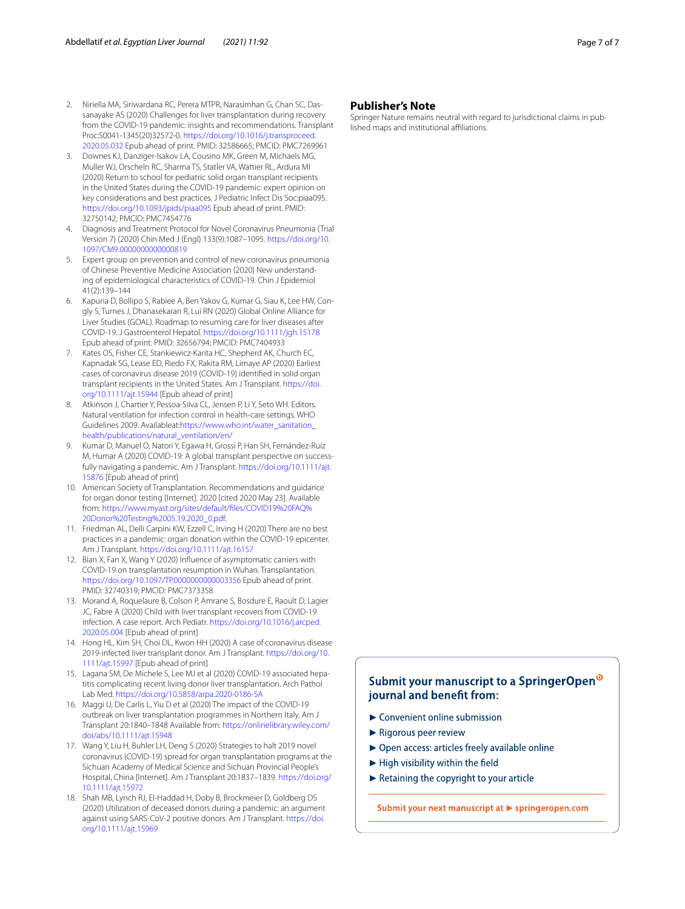2. Niriella MA, Siriwardana RC, Perera MTPR, Narasimhan G, Chan SC, Dassanayake AS (2020) Challenges for liver transplantation during recovery from the COVID-19 pandemic: insights and recommendations. Transplant Proc:S0041-1345(20)32572-0. https://doi.org/10.1016/j.transproceed.2020.05.032 Epub ahead of print. PMID: 32586665; PMCID: PMC7269961
3. Downes KJ, Danziger-Isakov LA, Cousino MK, Green M, Michaels MG, Muller WJ, Orscheln RC, Sharma TS, Statler VA, Wattier RL, Ardura MI (2020) Return to school for pediatric solid organ transplant recipients in the United States during the COVID-19 pandemic: expert opinion on key considerations and best practices. J Pediatric Infect Dis Soc:piaa095. https://doi.org/10.1093/jpids/piaa095 Epub ahead of print. PMID: 32750142; PMCID: PMC7454776
4. Diagnosis and Treatment Protocol for Novel Coronavirus Pneumonia (Trial Version 7) (2020) Chin Med J (Engl) 133(9):1087–1095. https://doi.org/10.1097/CM9.0000000000000819
5. Expert group on prevention and control of new coronavirus pneumonia of Chinese Preventive Medicine Association (2020) New understanding of epidemiological characteristics of COVID-19. Chin J Epidemiol 41(2):139–144
6. Kapuria D, Bollipo S, Rabiee A, Ben Yakov G, Kumar G, Siau K, Lee HW, Congly S, Turnes J, Dhanasekaran R, Lui RN (2020) Global Online Alliance for Liver Studies (GOAL). Roadmap to resuming care for liver diseases after COVID-19. J Gastroenterol Hepatol. https://doi.org/10.1111/jgh.15178 Epub ahead of print. PMID: 32656794; PMCID: PMC7404933
7. Kates OS, Fisher CE, Stankiewicz-Karita HC, Shepherd AK, Church EC, Kapnadak SG, Lease ED, Riedo FX, Rakita RM, Limaye AP (2020) Earliest cases of coronavirus disease 2019 (COVID-19) identified in solid organ transplant recipients in the United States. Am J Transplant. https://doi.org/10.1111/ajt.15944 [Epub ahead of print]
8. Atkinson J, Chartier Y, Pessoa-Silva CL, Jensen P, Li Y, Seto WH. Editors. Natural ventilation for infection control in health-care settings. WHO Guidelines 2009. Availableat:https://www.who.int/water_sanitation_health/publications/natural_ventilation/en/
9. Kumar D, Manuel O, Natori Y, Egawa H, Grossi P, Han SH, Fernández-Ruiz M, Humar A (2020) COVID-19: A global transplant perspective on successfully navigating a pandemic. Am J Transplant. https://doi.org/10.1111/ajt.15876 [Epub ahead of print]
10. American Society of Transplantation. Recommendations and guidance for organ donor testing [Internet]. 2020 [cited 2020 May 23]. Available from: https://www.myast.org/sites/default/files/COVID19%20FAQ%20Donor%20Testing%2005.19.2020_0.pdf.
11. Friedman AL, Delli Carpini KW, Ezzell C, Irving H (2020) There are no best practices in a pandemic: organ donation within the COVID-19 epicenter. Am J Transplant. https://doi.org/10.1111/ajt.16157
12. Bian X, Fan X, Wang Y (2020) Influence of asymptomatic carriers with COVID-19 on transplantation resumption in Wuhan. Transplantation. https://doi.org/10.1097/TP.0000000000003356 Epub ahead of print. PMID: 32740319; PMCID: PMC7373358
13. Morand A, Roquelaure B, Colson P, Amrane S, Bosdure E, Raoult D, Lagier JC, Fabre A (2020) Child with liver transplant recovers from COVID-19 infection. A case report. Arch Pediatr. https://doi.org/10.1016/j.arcped.2020.05.004 [Epub ahead of print]
14. Hong HL, Kim SH, Choi DL, Kwon HH (2020) A case of coronavirus disease 2019-infected liver transplant donor. Am J Transplant. https://doi.org/10.1111/ajt.15997 [Epub ahead of print]
15. Lagana SM, De Michele S, Lee MJ et al (2020) COVID-19 associated hepatitis complicating recent living donor liver transplantation. Arch Pathol Lab Med. https://doi.org/10.5858/arpa.2020-0186-SA
16. Maggi U, De Carlis L, Yiu D et al (2020) The impact of the COVID-19 outbreak on liver transplantation programmes in Northern Italy. Am J Transplant 20:1840–1848 Available from: https://onlinelibrary.wiley.com/doi/abs/10.1111/ajt.15948
17. Wang Y, Liu H, Buhler LH, Deng S (2020) Strategies to halt 2019 novel coronavirus (COVID-19) spread for organ transplantation programs at the Sichuan Academy of Medical Science and Sichuan Provincial People's Hospital, China [Internet]. Am J Transplant 20:1837–1839. https://doi.org/10.1111/ajt.15972
18. Shah MB, Lynch RJ, El-Haddad H, Doby B, Brockmeier D, Goldberg DS (2020) Utilization of deceased donors during a pandemic: an argument against using SARS-CoV-2 positive donors. Am J Transplant. https://doi.org/10.1111/ajt.15969

## Publisher's Note

Springer Nature remains neutral with regard to jurisdictional claims in published maps and institutional affiliations.

**Submit your manuscript to a SpringerOpen journal and benefit from:**

- ► Convenient online submission
- ► Rigorous peer review
- ► Open access: articles freely available online
- ► High visibility within the field
- ► Retaining the copyright to your article

**Submit your next manuscript at ► springeropen.com**